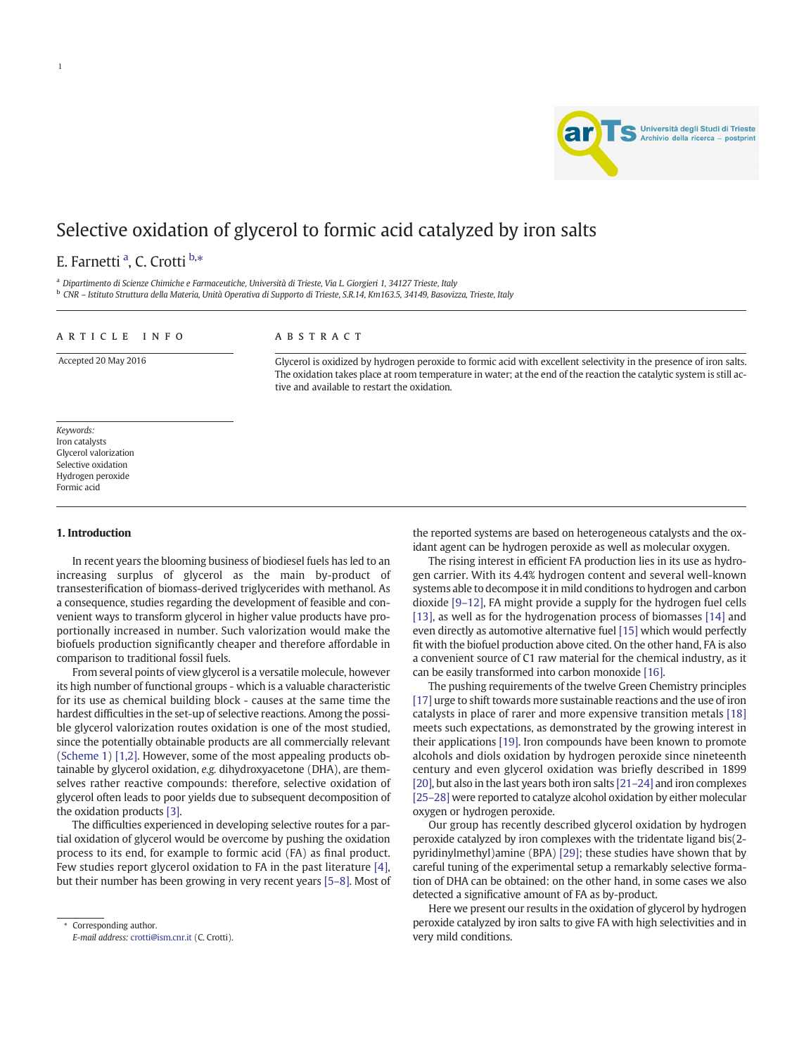# Selective oxidation of glycerol to formic acid catalyzed by iron salts

E. Farnetti [a], C. Crotti [b,*]

[a] Dipartimento di Scienze Chimiche e Farmaceutiche, Università di Trieste, Via L. Giorgieri 1, 34127 Trieste, Italy
[b] CNR – Istituto Struttura della Materia, Unità Operativa di Supporto di Trieste, S.R.14, Km163.5, 34149, Basovizza, Trieste, Italy

**ARTICLE INFO**

Accepted 20 May 2016

*Keywords:*
Iron catalysts
Glycerol valorization
Selective oxidation
Hydrogen peroxide
Formic acid

**ABSTRACT**

Glycerol is oxidized by hydrogen peroxide to formic acid with excellent selectivity in the presence of iron salts. The oxidation takes place at room temperature in water; at the end of the reaction the catalytic system is still active and available to restart the oxidation.

## 1. Introduction

In recent years the blooming business of biodiesel fuels has led to an increasing surplus of glycerol as the main by-product of transesterification of biomass-derived triglycerides with methanol. As a consequence, studies regarding the development of feasible and convenient ways to transform glycerol in higher value products have proportionally increased in number. Such valorization would make the biofuels production significantly cheaper and therefore affordable in comparison to traditional fossil fuels.

From several points of view glycerol is a versatile molecule, however its high number of functional groups - which is a valuable characteristic for its use as chemical building block - causes at the same time the hardest difficulties in the set-up of selective reactions. Among the possible glycerol valorization routes oxidation is one of the most studied, since the potentially obtainable products are all commercially relevant (Scheme 1) [1,2]. However, some of the most appealing products obtainable by glycerol oxidation, *e.g.* dihydroxyacetone (DHA), are themselves rather reactive compounds: therefore, selective oxidation of glycerol often leads to poor yields due to subsequent decomposition of the oxidation products [3].

The difficulties experienced in developing selective routes for a partial oxidation of glycerol would be overcome by pushing the oxidation process to its end, for example to formic acid (FA) as final product. Few studies report glycerol oxidation to FA in the past literature [4], but their number has been growing in very recent years [5–8]. Most of the reported systems are based on heterogeneous catalysts and the oxidant agent can be hydrogen peroxide as well as molecular oxygen.

The rising interest in efficient FA production lies in its use as hydrogen carrier. With its 4.4% hydrogen content and several well-known systems able to decompose it in mild conditions to hydrogen and carbon dioxide [9–12], FA might provide a supply for the hydrogen fuel cells [13], as well as for the hydrogenation process of biomasses [14] and even directly as automotive alternative fuel [15] which would perfectly fit with the biofuel production above cited. On the other hand, FA is also a convenient source of C1 raw material for the chemical industry, as it can be easily transformed into carbon monoxide [16].

The pushing requirements of the twelve Green Chemistry principles [17] urge to shift towards more sustainable reactions and the use of iron catalysts in place of rarer and more expensive transition metals [18] meets such expectations, as demonstrated by the growing interest in their applications [19]. Iron compounds have been known to promote alcohols and diols oxidation by hydrogen peroxide since nineteenth century and even glycerol oxidation was briefly described in 1899 [20], but also in the last years both iron salts [21–24] and iron complexes [25–28] were reported to catalyze alcohol oxidation by either molecular oxygen or hydrogen peroxide.

Our group has recently described glycerol oxidation by hydrogen peroxide catalyzed by iron complexes with the tridentate ligand bis(2-pyridinylmethyl)amine (BPA) [29]; these studies have shown that by careful tuning of the experimental setup a remarkably selective formation of DHA can be obtained: on the other hand, in some cases we also detected a significative amount of FA as by-product.

Here we present our results in the oxidation of glycerol by hydrogen peroxide catalyzed by iron salts to give FA with high selectivities and in very mild conditions.

* Corresponding author.
*E-mail address:* crotti@ism.cnr.it (C. Crotti).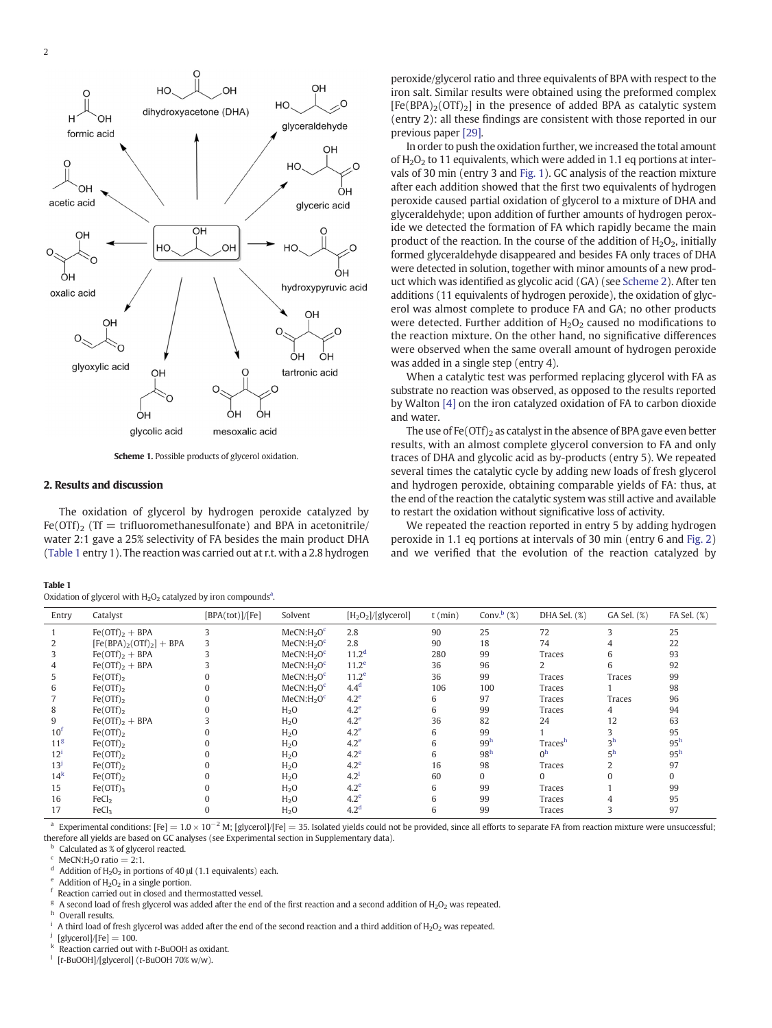Scheme 1. Possible products of glycerol oxidation.

## 2. Results and discussion

The oxidation of glycerol by hydrogen peroxide catalyzed by $Fe(OTf)_2$ (Tf = trifluoromethanesulfonate) and BPA in acetonitrile/water 2:1 gave a 25% selectivity of FA besides the main product DHA (Table 1 entry 1). The reaction was carried out at r.t. with a 2.8 hydrogen peroxide/glycerol ratio and three equivalents of BPA with respect to the iron salt. Similar results were obtained using the preformed complex $[Fe(BPA)_2(OTf)_2]$ in the presence of added BPA as catalytic system (entry 2): all these findings are consistent with those reported in our previous paper [29].

In order to push the oxidation further, we increased the total amount of $H_2O_2$ to 11 equivalents, which were added in 1.1 eq portions at intervals of 30 min (entry 3 and Fig. 1). GC analysis of the reaction mixture after each addition showed that the first two equivalents of hydrogen peroxide caused partial oxidation of glycerol to a mixture of DHA and glyceraldehyde; upon addition of further amounts of hydrogen peroxide we detected the formation of FA which rapidly became the main product of the reaction. In the course of the addition of $H_2O_2$, initially formed glyceraldehyde disappeared and besides FA only traces of DHA were detected in solution, together with minor amounts of a new product which was identified as glycolic acid (GA) (see Scheme 2). After ten additions (11 equivalents of hydrogen peroxide), the oxidation of glycerol was almost complete to produce FA and GA; no other products were detected. Further addition of $H_2O_2$ caused no modifications to the reaction mixture. On the other hand, no significative differences were observed when the same overall amount of hydrogen peroxide was added in a single step (entry 4).

When a catalytic test was performed replacing glycerol with FA as substrate no reaction was observed, as opposed to the results reported by Walton [4] on the iron catalyzed oxidation of FA to carbon dioxide and water.

The use of $Fe(OTf)_2$ as catalyst in the absence of BPA gave even better results, with an almost complete glycerol conversion to FA and only traces of DHA and glycolic acid as by-products (entry 5). We repeated several times the catalytic cycle by adding new loads of fresh glycerol and hydrogen peroxide, obtaining comparable yields of FA: thus, at the end of the reaction the catalytic system was still active and available to restart the oxidation without significative loss of activity.

We repeated the reaction reported in entry 5 by adding hydrogen peroxide in 1.1 eq portions at intervals of 30 min (entry 6 and Fig. 2) and we verified that the evolution of the reaction catalyzed by

**Table 1**
Oxidation of glycerol with $H_2O_2$ catalyzed by iron compounds[a].

| Entry | Catalyst | [BPA(tot)]/[Fe] | Solvent | $[H_2O_2]$/[glycerol] | t (min) | Conv.[b] (%) | DHA Sel. (%) | GA Sel. (%) | FA Sel. (%) |
|---|---|---|---|---|---|---|---|---|---|
| 1 | $Fe(OTf)_2$ + BPA | 3 | $MeCN:H_2O$[c] | 2.8 | 90 | 25 | 72 | 3 | 25 |
| 2 | $[Fe(BPA)_2(OTf)_2]$ + BPA | 3 | $MeCN:H_2O$[c] | 2.8 | 90 | 18 | 74 | 4 | 22 |
| 3 | $Fe(OTf)_2$ + BPA | 3 | $MeCN:H_2O$[c] | 11.2[d] | 280 | 99 | Traces | 6 | 93 |
| 4 | $Fe(OTf)_2$ + BPA | 3 | $MeCN:H_2O$[c] | 11.2[e] | 36 | 96 | 2 | 6 | 92 |
| 5 | $Fe(OTf)_2$ | 0 | $MeCN:H_2O$[c] | 11.2[e] | 36 | 99 | Traces | Traces | 99 |
| 6 | $Fe(OTf)_2$ | 0 | $MeCN:H_2O$[c] | 4.4[d] | 106 | 100 | Traces | 1 | 98 |
| 7 | $Fe(OTf)_2$ | 0 | $MeCN:H_2O$[c] | 4.2[e] | 6 | 97 | Traces | Traces | 96 |
| 8 | $Fe(OTf)_2$ | 0 | $H_2O$ | 4.2[e] | 6 | 99 | Traces | 4 | 94 |
| 9 | $Fe(OTf)_2$ + BPA | 3 | $H_2O$ | 4.2[e] | 36 | 82 | 24 | 12 | 63 |
| 10[f] | $Fe(OTf)_2$ | 0 | $H_2O$ | 4.2[e] | 6 | 99 | 1 | 3 | 95 |
| 11[g] | $Fe(OTf)_2$ | 0 | $H_2O$ | 4.2[e] | 6 | 99[h] | Traces[h] | 3[h] | 95[h] |
| 12[i] | $Fe(OTf)_2$ | 0 | $H_2O$ | 4.2[e] | 6 | 98[h] | 0[h] | 5[h] | 95[h] |
| 13[j] | $Fe(OTf)_2$ | 0 | $H_2O$ | 4.2[e] | 16 | 98 | Traces | 2 | 97 |
| 14[k] | $Fe(OTf)_2$ | 0 | $H_2O$ | 4.2[l] | 60 | 0 | 0 | 0 | 0 |
| 15 | $Fe(OTf)_3$ | 0 | $H_2O$ | 4.2[e] | 6 | 99 | Traces | 1 | 99 |
| 16 | $FeCl_2$ | 0 | $H_2O$ | 4.2[e] | 6 | 99 | Traces | 4 | 95 |
| 17 | $FeCl_3$ | 0 | $H_2O$ | 4.2[d] | 6 | 99 | Traces | 3 | 97 |

[a] Experimental conditions: [Fe] = $1.0 \times 10^{-2}$ M; [glycerol]/[Fe] = 35. Isolated yields could not be provided, since all efforts to separate FA from reaction mixture were unsuccessful; therefore all yields are based on GC analyses (see Experimental section in Supplementary data).
[b] Calculated as % of glycerol reacted.
[c] $MeCN:H_2O$ ratio = 2:1.
[d] Addition of $H_2O_2$ in portions of 40 μl (1.1 equivalents) each.
[e] Addition of $H_2O_2$ in a single portion.
[f] Reaction carried out in closed and thermostatted vessel.
[g] A second load of fresh glycerol was added after the end of the first reaction and a second addition of $H_2O_2$ was repeated.
[h] Overall results.
[i] A third load of fresh glycerol was added after the end of the second reaction and a third addition of $H_2O_2$ was repeated.
[j] [glycerol]/[Fe] = 100.
[k] Reaction carried out with *t*-BuOOH as oxidant.
[l] [*t*-BuOOH]/[glycerol] (*t*-BuOOH 70% w/w).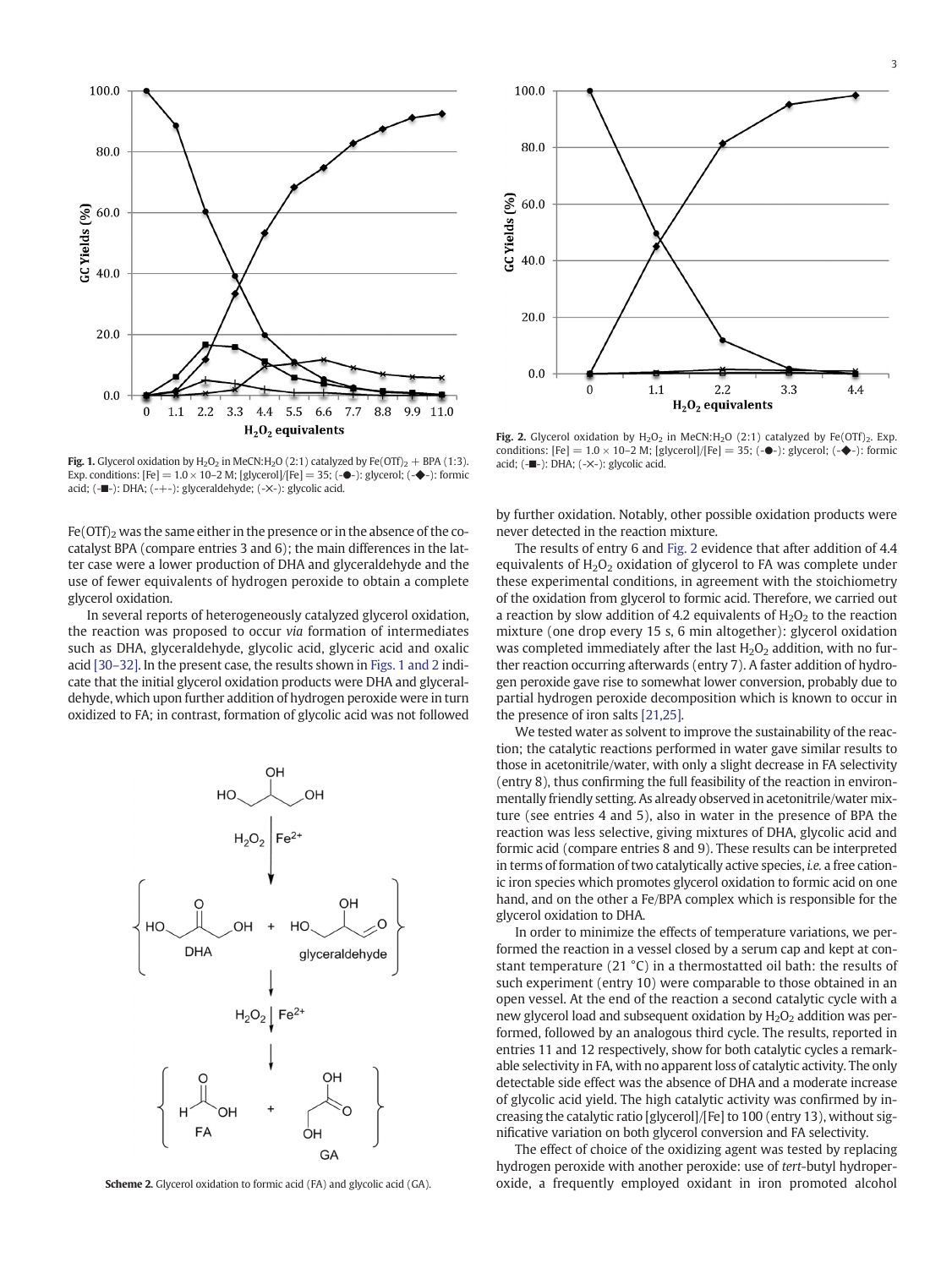**Fig. 1.** Glycerol oxidation by $H_2O_2$ in MeCN:$H_2O$ (2:1) catalyzed by $Fe(OTf)_2$ + BPA (1:3). Exp. conditions: [Fe] = 1.0 × 10−2 M; [glycerol]/[Fe] = 35; (-●-): glycerol; (-◆-): formic acid; (-■-): DHA; (-+-): glyceraldehyde; (-×-): glycolic acid.

**Fig. 2.** Glycerol oxidation by $H_2O_2$ in MeCN:$H_2O$ (2:1) catalyzed by $Fe(OTf)_2$. Exp. conditions: [Fe] = 1.0 × 10−2 M; [glycerol]/[Fe] = 35; (-●-): glycerol; (-◆-): formic acid; (-■-): DHA; (-×-): glycolic acid.

$Fe(OTf)_2$ was the same either in the presence or in the absence of the co-catalyst BPA (compare entries 3 and 6); the main differences in the latter case were a lower production of DHA and glyceraldehyde and the use of fewer equivalents of hydrogen peroxide to obtain a complete glycerol oxidation.

In several reports of heterogeneously catalyzed glycerol oxidation, the reaction was proposed to occur *via* formation of intermediates such as DHA, glyceraldehyde, glycolic acid, glyceric acid and oxalic acid [30–32]. In the present case, the results shown in Figs. 1 and 2 indicate that the initial glycerol oxidation products were DHA and glyceraldehyde, which upon further addition of hydrogen peroxide were in turn oxidized to FA; in contrast, formation of glycolic acid was not followed by further oxidation. Notably, other possible oxidation products were never detected in the reaction mixture.

**Scheme 2.** Glycerol oxidation to formic acid (FA) and glycolic acid (GA).

The results of entry 6 and Fig. 2 evidence that after addition of 4.4 equivalents of $H_2O_2$ oxidation of glycerol to FA was complete under these experimental conditions, in agreement with the stoichiometry of the oxidation from glycerol to formic acid. Therefore, we carried out a reaction by slow addition of 4.2 equivalents of $H_2O_2$ to the reaction mixture (one drop every 15 s, 6 min altogether): glycerol oxidation was completed immediately after the last $H_2O_2$ addition, with no further reaction occurring afterwards (entry 7). A faster addition of hydrogen peroxide gave rise to somewhat lower conversion, probably due to partial hydrogen peroxide decomposition which is known to occur in the presence of iron salts [21,25].

We tested water as solvent to improve the sustainability of the reaction; the catalytic reactions performed in water gave similar results to those in acetonitrile/water, with only a slight decrease in FA selectivity (entry 8), thus confirming the full feasibility of the reaction in environmentally friendly setting. As already observed in acetonitrile/water mixture (see entries 4 and 5), also in water in the presence of BPA the reaction was less selective, giving mixtures of DHA, glycolic acid and formic acid (compare entries 8 and 9). These results can be interpreted in terms of formation of two catalytically active species, *i.e.* a free cationic iron species which promotes glycerol oxidation to formic acid on one hand, and on the other a Fe/BPA complex which is responsible for the glycerol oxidation to DHA.

In order to minimize the effects of temperature variations, we performed the reaction in a vessel closed by a serum cap and kept at constant temperature (21 °C) in a thermostatted oil bath: the results of such experiment (entry 10) were comparable to those obtained in an open vessel. At the end of the reaction a second catalytic cycle with a new glycerol load and subsequent oxidation by $H_2O_2$ addition was performed, followed by an analogous third cycle. The results, reported in entries 11 and 12 respectively, show for both catalytic cycles a remarkable selectivity in FA, with no apparent loss of catalytic activity. The only detectable side effect was the absence of DHA and a moderate increase of glycolic acid yield. The high catalytic activity was confirmed by increasing the catalytic ratio [glycerol]/[Fe] to 100 (entry 13), without significative variation on both glycerol conversion and FA selectivity.

The effect of choice of the oxidizing agent was tested by replacing hydrogen peroxide with another peroxide: use of *tert*-butyl hydroperoxide, a frequently employed oxidant in iron promoted alcohol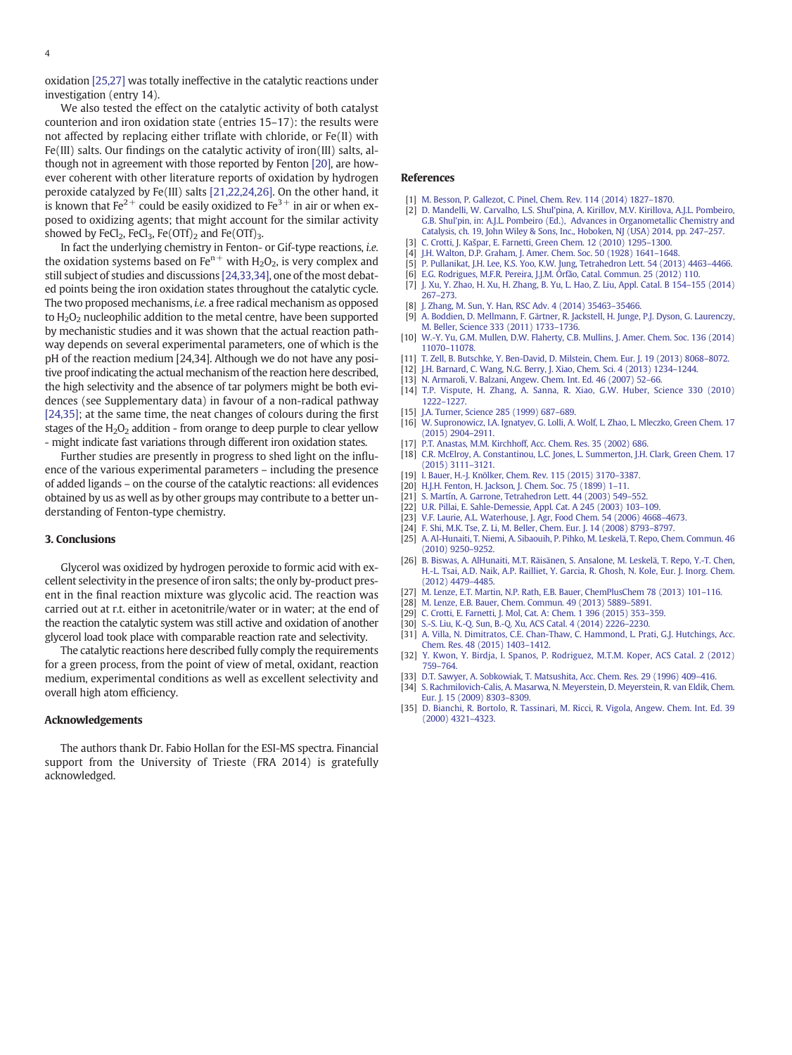oxidation [25,27] was totally ineffective in the catalytic reactions under investigation (entry 14).

We also tested the effect on the catalytic activity of both catalyst counterion and iron oxidation state (entries 15–17): the results were not affected by replacing either triflate with chloride, or Fe(II) with Fe(III) salts. Our findings on the catalytic activity of iron(III) salts, although not in agreement with those reported by Fenton [20], are however coherent with other literature reports of oxidation by hydrogen peroxide catalyzed by Fe(III) salts [21,22,24,26]. On the other hand, it is known that $Fe^{2+}$ could be easily oxidized to $Fe^{3+}$ in air or when exposed to oxidizing agents; that might account for the similar activity showed by $FeCl_2$, $FeCl_3$, $Fe(OTf)_2$ and $Fe(OTf)_3$.

In fact the underlying chemistry in Fenton- or Gif-type reactions, *i.e.* the oxidation systems based on $Fe^{n+}$ with $H_2O_2$, is very complex and still subject of studies and discussions [24,33,34], one of the most debated points being the iron oxidation states throughout the catalytic cycle. The two proposed mechanisms, *i.e.* a free radical mechanism as opposed to $H_2O_2$ nucleophilic addition to the metal centre, have been supported by mechanistic studies and it was shown that the actual reaction pathway depends on several experimental parameters, one of which is the pH of the reaction medium [24,34]. Although we do not have any positive proof indicating the actual mechanism of the reaction here described, the high selectivity and the absence of tar polymers might be both evidences (see Supplementary data) in favour of a non-radical pathway [24,35]; at the same time, the neat changes of colours during the first stages of the $H_2O_2$ addition - from orange to deep purple to clear yellow - might indicate fast variations through different iron oxidation states.

Further studies are presently in progress to shed light on the influence of the various experimental parameters – including the presence of added ligands – on the course of the catalytic reactions: all evidences obtained by us as well as by other groups may contribute to a better understanding of Fenton-type chemistry.

## 3. Conclusions

Glycerol was oxidized by hydrogen peroxide to formic acid with excellent selectivity in the presence of iron salts; the only by-product present in the final reaction mixture was glycolic acid. The reaction was carried out at r.t. either in acetonitrile/water or in water; at the end of the reaction the catalytic system was still active and oxidation of another glycerol load took place with comparable reaction rate and selectivity.

The catalytic reactions here described fully comply the requirements for a green process, from the point of view of metal, oxidant, reaction medium, experimental conditions as well as excellent selectivity and overall high atom efficiency.

## Acknowledgements

The authors thank Dr. Fabio Hollan for the ESI-MS spectra. Financial support from the University of Trieste (FRA 2014) is gratefully acknowledged.

## References

[1] M. Besson, P. Gallezot, C. Pinel, Chem. Rev. 114 (2014) 1827–1870.
[2] D. Mandelli, W. Carvalho, L.S. Shul'pina, A. Kirillov, M.V. Kirillova, A.J.L. Pombeiro, G.B. Shul'pin, in: A.J.L. Pombeiro (Ed.), Advances in Organometallic Chemistry and Catalysis, ch. 19, John Wiley & Sons, Inc., Hoboken, NJ (USA) 2014, pp. 247–257.
[3] C. Crotti, J. Kašpar, E. Farnetti, Green Chem. 12 (2010) 1295–1300.
[4] J.H. Walton, D.P. Graham, J. Amer. Chem. Soc. 50 (1928) 1641–1648.
[5] P. Pullanikat, J.H. Lee, K.S. Yoo, K.W. Jung, Tetrahedron Lett. 54 (2013) 4463–4466.
[6] E.G. Rodrigues, M.F.R. Pereira, J.J.M. Órfão, Catal. Commun. 25 (2012) 110.
[7] J. Xu, Y. Zhao, H. Xu, H. Zhang, B. Yu, L. Hao, Z. Liu, Appl. Catal. B 154–155 (2014) 267–273.
[8] J. Zhang, M. Sun, Y. Han, RSC Adv. 4 (2014) 35463–35466.
[9] A. Boddien, D. Mellmann, F. Gärtner, R. Jackstell, H. Junge, P.J. Dyson, G. Laurenczy, M. Beller, Science 333 (2011) 1733–1736.
[10] W.-Y. Yu, G.M. Mullen, D.W. Flaherty, C.B. Mullins, J. Amer. Chem. Soc. 136 (2014) 11070–11078.
[11] T. Zell, B. Butschke, Y. Ben-David, D. Milstein, Chem. Eur. J. 19 (2013) 8068–8072.
[12] J.H. Barnard, C. Wang, N.G. Berry, J. Xiao, Chem. Sci. 4 (2013) 1234–1244.
[13] N. Armaroli, V. Balzani, Angew. Chem. Int. Ed. 46 (2007) 52–66.
[14] T.P. Vispute, H. Zhang, A. Sanna, R. Xiao, G.W. Huber, Science 330 (2010) 1222–1227.
[15] J.A. Turner, Science 285 (1999) 687–689.
[16] W. Supronowicz, I.A. Ignatyev, G. Lolli, A. Wolf, L. Zhao, L. Mleczko, Green Chem. 17 (2015) 2904–2911.
[17] P.T. Anastas, M.M. Kirchhoff, Acc. Chem. Res. 35 (2002) 686.
[18] C.R. McElroy, A. Constantinou, L.C. Jones, L. Summerton, J.H. Clark, Green Chem. 17 (2015) 3111–3121.
[19] I. Bauer, H.-J. Knölker, Chem. Rev. 115 (2015) 3170–3387.
[20] H.J.H. Fenton, H. Jackson, J. Chem. Soc. 75 (1899) 1–11.
[21] S. Martín, A. Garrone, Tetrahedron Lett. 44 (2003) 549–552.
[22] U.R. Pillai, E. Sahle-Demessie, Appl. Cat. A 245 (2003) 103–109.
[23] V.F. Laurie, A.L. Waterhouse, J. Agr. Food Chem. 54 (2006) 4668–4673.
[24] F. Shi, M.K. Tse, Z. Li, M. Beller, Chem. Eur. J. 14 (2008) 8793–8797.
[25] A. Al-Hunaiti, T. Niemi, A. Sibaouih, P. Pihko, M. Leskelä, T. Repo, Chem. Commun. 46 (2010) 9250–9252.
[26] B. Biswas, A. AlHunaiti, M.T. Räisänen, S. Ansalone, M. Leskelä, T. Repo, Y.-T. Chen, H.-L. Tsai, A.D. Naik, A.P. Railliet, Y. Garcia, R. Ghosh, N. Kole, Eur. J. Inorg. Chem. (2012) 4479–4485.
[27] M. Lenze, E.T. Martin, N.P. Rath, E.B. Bauer, ChemPlusChem 78 (2013) 101–116.
[28] M. Lenze, E.B. Bauer, Chem. Commun. 49 (2013) 5889–5891.
[29] C. Crotti, E. Farnetti, J. Mol. Cat. A: Chem. 1 396 (2015) 353–359.
[30] S.-S. Liu, K.-Q. Sun, B.-Q. Xu, ACS Catal. 4 (2014) 2226–2230.
[31] A. Villa, N. Dimitratos, C.E. Chan-Thaw, C. Hammond, L. Prati, G.J. Hutchings, Acc. Chem. Res. 48 (2015) 1403–1412.
[32] Y. Kwon, Y. Birdja, I. Spanos, P. Rodriguez, M.T.M. Koper, ACS Catal. 2 (2012) 759–764.
[33] D.T. Sawyer, A. Sobkowiak, T. Matsushita, Acc. Chem. Res. 29 (1996) 409–416.
[34] S. Rachmilovich-Calis, A. Masarwa, N. Meyerstein, D. Meyerstein, R. van Eldik, Chem. Eur. J. 15 (2009) 8303–8309.
[35] D. Bianchi, R. Bortolo, R. Tassinari, M. Ricci, R. Vigola, Angew. Chem. Int. Ed. 39 (2000) 4321–4323.